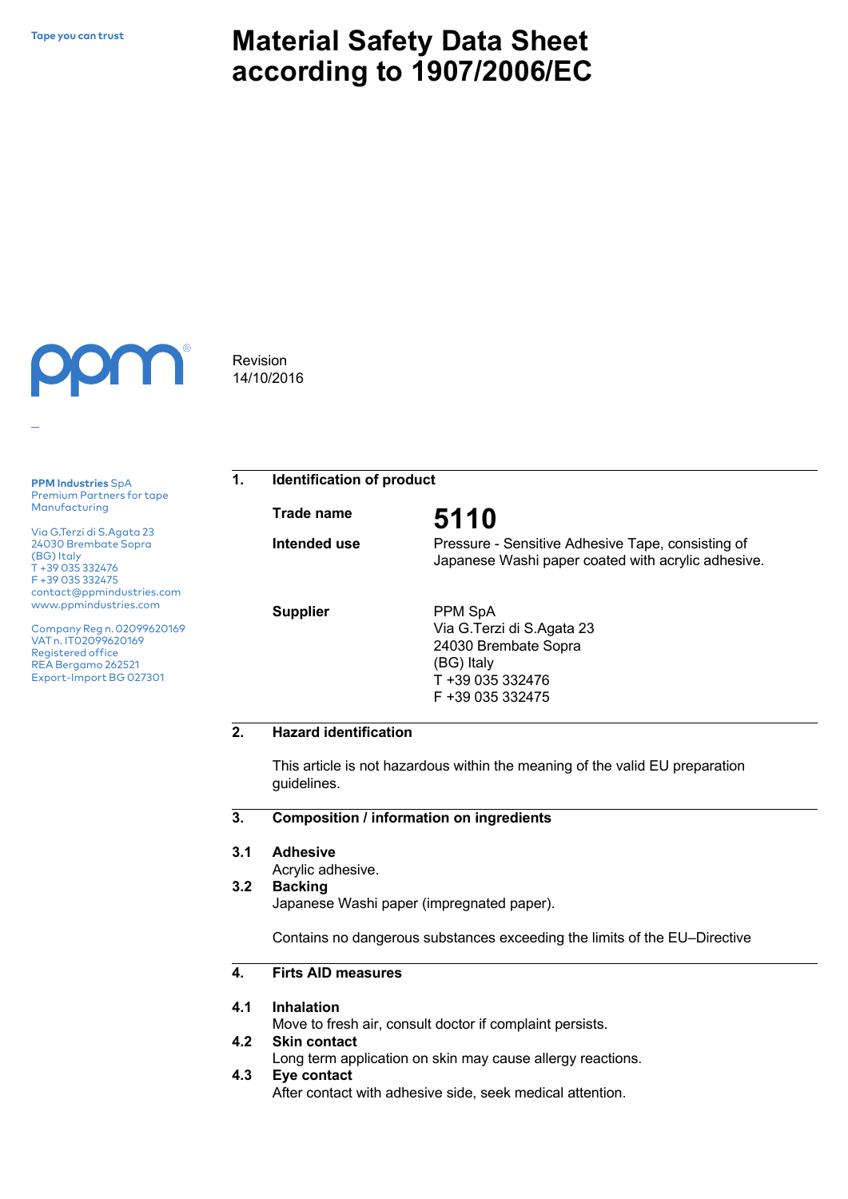Tape you can trust

# Material Safety Data Sheet according to 1907/2006/EC

Revision
14/10/2016

**PPM Industries** SpA
Premium Partners for tape Manufacturing

Via G.Terzi di S.Agata 23
24030 Brembate Sopra
(BG) Italy
T +39 035 332476
F +39 035 332475
contact@ppmindustries.com
www.ppmindustries.com

Company Reg n. 02099620169
VAT n. IT02099620169
Registered office
REA Bergamo 262521
Export-Import BG 027301

## 1. Identification of product

**Trade name** **5110**

**Intended use** Pressure - Sensitive Adhesive Tape, consisting of Japanese Washi paper coated with acrylic adhesive.

**Supplier**
PPM SpA
Via G.Terzi di S.Agata 23
24030 Brembate Sopra
(BG) Italy
T +39 035 332476
F +39 035 332475

## 2. Hazard identification

This article is not hazardous within the meaning of the valid EU preparation guidelines.

## 3. Composition / information on ingredients

**3.1 Adhesive**
Acrylic adhesive.

**3.2 Backing**
Japanese Washi paper (impregnated paper).

Contains no dangerous substances exceeding the limits of the EU–Directive

## 4. Firts AID measures

**4.1 Inhalation**
Move to fresh air, consult doctor if complaint persists.

**4.2 Skin contact**
Long term application on skin may cause allergy reactions.

**4.3 Eye contact**
After contact with adhesive side, seek medical attention.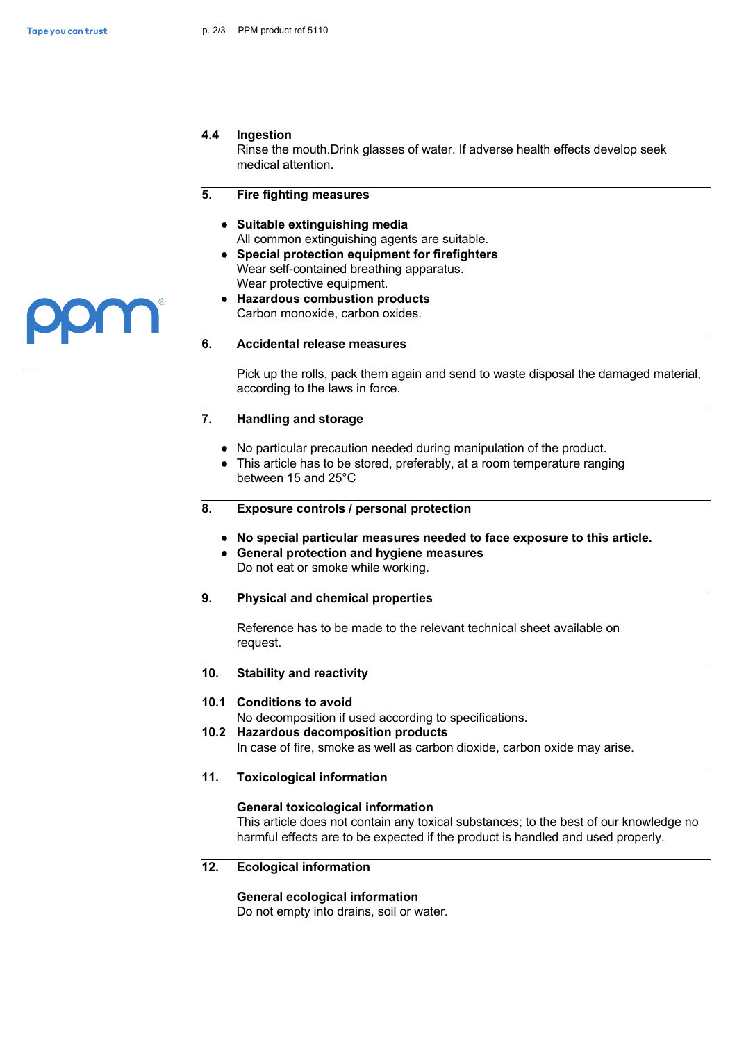### 4.4 Ingestion

Rinse the mouth.Drink glasses of water. If adverse health effects develop seek medical attention.

## 5. Fire fighting measures

- **Suitable extinguishing media**
  All common extinguishing agents are suitable.
- **Special protection equipment for firefighters**
  Wear self-contained breathing apparatus.
  Wear protective equipment.
- **Hazardous combustion products**
  Carbon monoxide, carbon oxides.

## 6. Accidental release measures

Pick up the rolls, pack them again and send to waste disposal the damaged material, according to the laws in force.

## 7. Handling and storage

- No particular precaution needed during manipulation of the product.
- This article has to be stored, preferably, at a room temperature ranging between 15 and 25°C

## 8. Exposure controls / personal protection

- **No special particular measures needed to face exposure to this article.**
- **General protection and hygiene measures**
  Do not eat or smoke while working.

## 9. Physical and chemical properties

Reference has to be made to the relevant technical sheet available on request.

## 10. Stability and reactivity

### 10.1 Conditions to avoid

No decomposition if used according to specifications.

### 10.2 Hazardous decomposition products

In case of fire, smoke as well as carbon dioxide, carbon oxide may arise.

## 11. Toxicological information

**General toxicological information**

This article does not contain any toxical substances; to the best of our knowledge no harmful effects are to be expected if the product is handled and used properly.

## 12. Ecological information

**General ecological information**

Do not empty into drains, soil or water.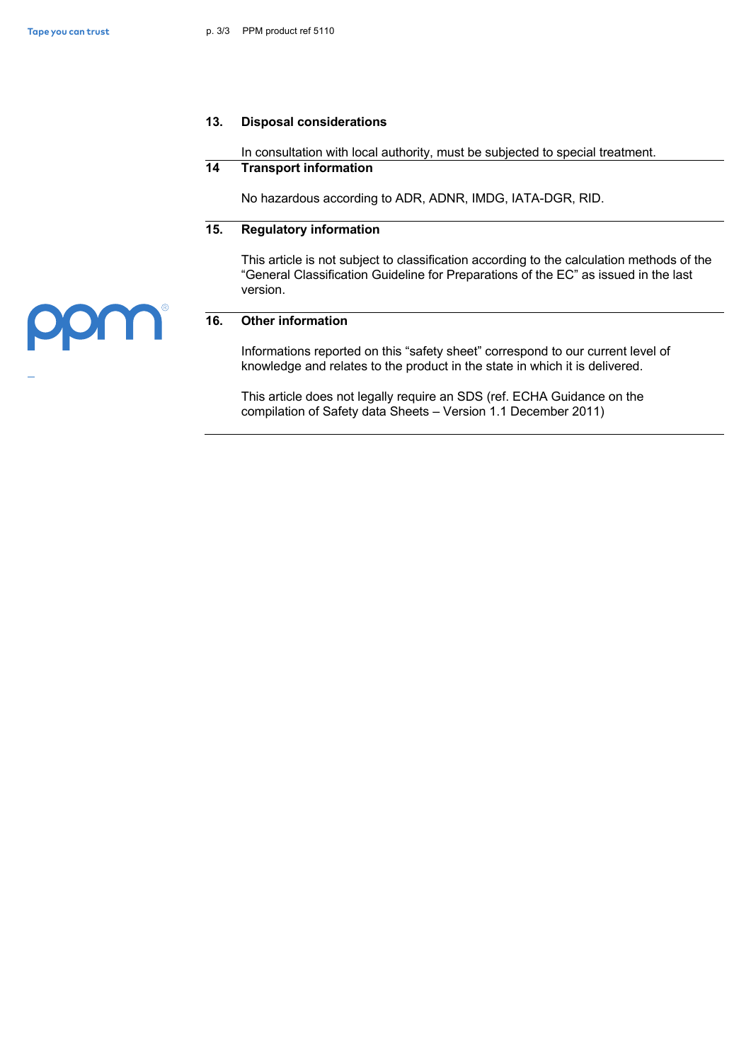## 13. Disposal considerations

In consultation with local authority, must be subjected to special treatment.

## 14 Transport information

No hazardous according to ADR, ADNR, IMDG, IATA-DGR, RID.

## 15. Regulatory information

This article is not subject to classification according to the calculation methods of the “General Classification Guideline for Preparations of the EC” as issued in the last version.

## 16. Other information

Informations reported on this “safety sheet” correspond to our current level of knowledge and relates to the product in the state in which it is delivered.

This article does not legally require an SDS (ref. ECHA Guidance on the compilation of Safety data Sheets – Version 1.1 December 2011)